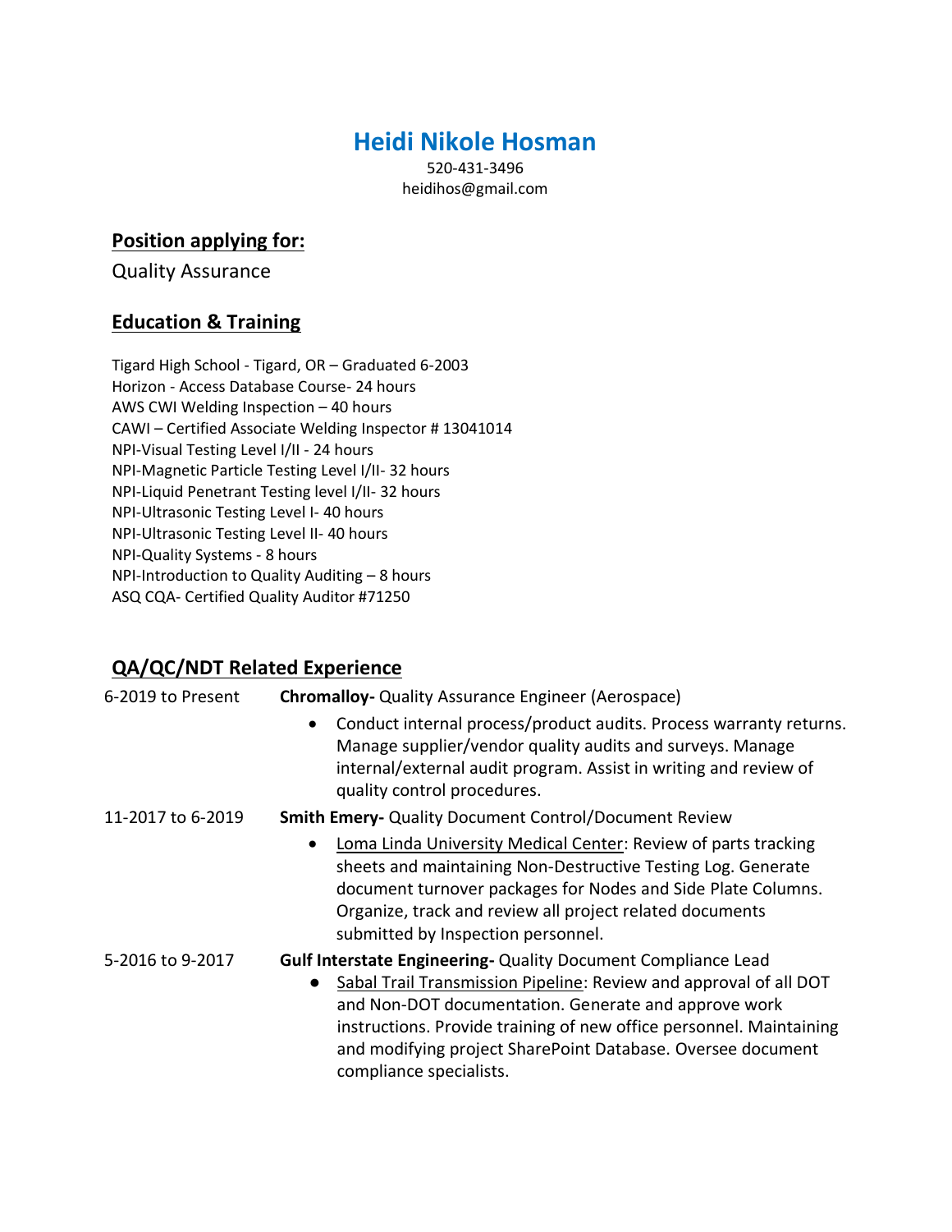# Heidi Nikole Hosman

520-431-3496
heidihos@gmail.com

## Position applying for:

Quality Assurance

## Education & Training

Tigard High School - Tigard, OR – Graduated 6-2003
Horizon - Access Database Course- 24 hours
AWS CWI Welding Inspection – 40 hours
CAWI – Certified Associate Welding Inspector # 13041014
NPI-Visual Testing Level I/II - 24 hours
NPI-Magnetic Particle Testing Level I/II- 32 hours
NPI-Liquid Penetrant Testing level I/II- 32 hours
NPI-Ultrasonic Testing Level I- 40 hours
NPI-Ultrasonic Testing Level II- 40 hours
NPI-Quality Systems - 8 hours
NPI-Introduction to Quality Auditing – 8 hours
ASQ CQA- Certified Quality Auditor #71250

## QA/QC/NDT Related Experience

6-2019 to Present — **Chromalloy-** Quality Assurance Engineer (Aerospace)

- Conduct internal process/product audits. Process warranty returns. Manage supplier/vendor quality audits and surveys. Manage internal/external audit program. Assist in writing and review of quality control procedures.

11-2017 to 6-2019 — **Smith Emery-** Quality Document Control/Document Review

- Loma Linda University Medical Center: Review of parts tracking sheets and maintaining Non-Destructive Testing Log. Generate document turnover packages for Nodes and Side Plate Columns. Organize, track and review all project related documents submitted by Inspection personnel.

5-2016 to 9-2017 — **Gulf Interstate Engineering-** Quality Document Compliance Lead

- Sabal Trail Transmission Pipeline: Review and approval of all DOT and Non-DOT documentation. Generate and approve work instructions. Provide training of new office personnel. Maintaining and modifying project SharePoint Database. Oversee document compliance specialists.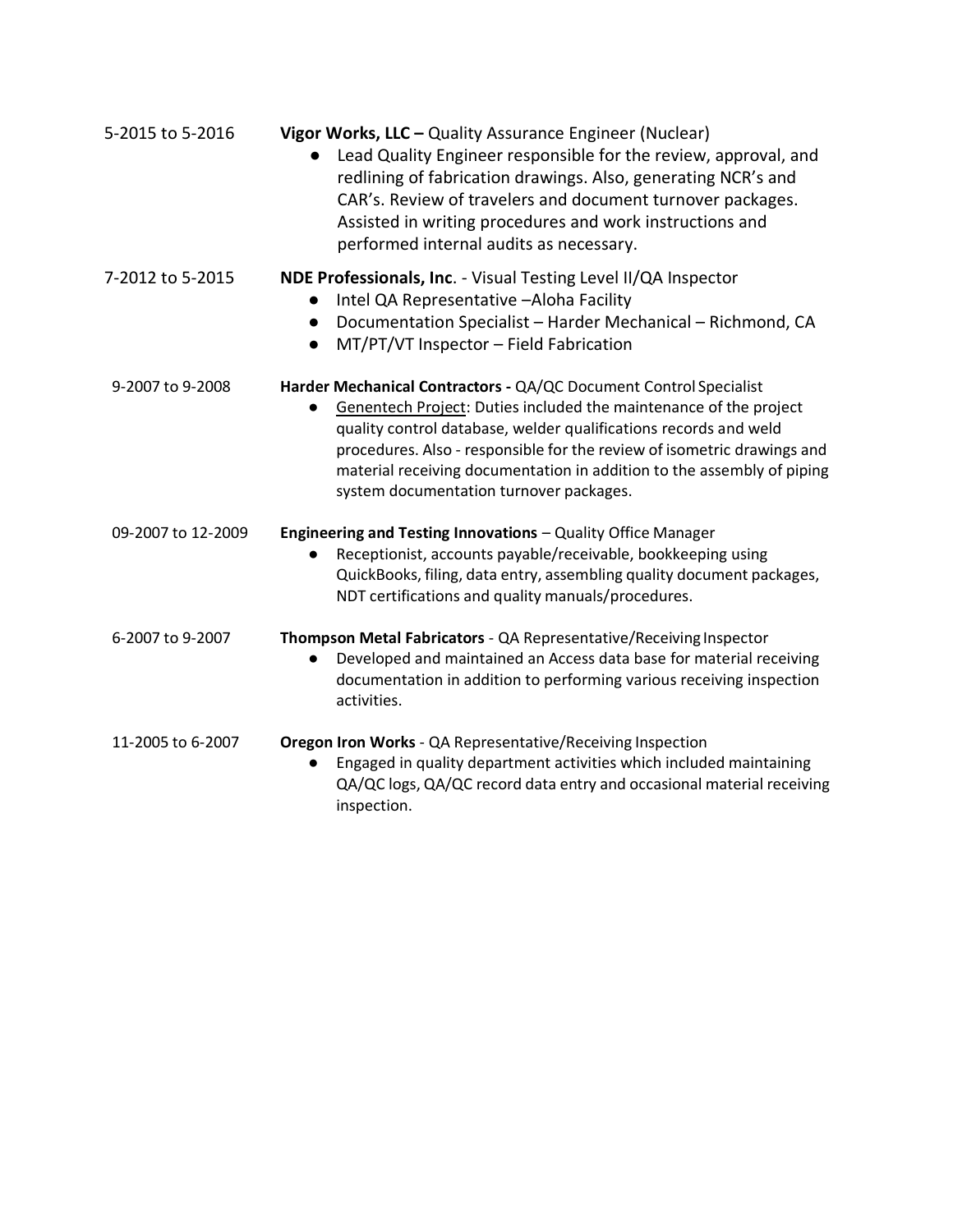5-2015 to 5-2016 **Vigor Works, LLC –** Quality Assurance Engineer (Nuclear)

- Lead Quality Engineer responsible for the review, approval, and redlining of fabrication drawings. Also, generating NCR's and CAR's. Review of travelers and document turnover packages. Assisted in writing procedures and work instructions and performed internal audits as necessary.

7-2012 to 5-2015 **NDE Professionals, Inc**. - Visual Testing Level II/QA Inspector

- Intel QA Representative –Aloha Facility
- Documentation Specialist – Harder Mechanical – Richmond, CA
- MT/PT/VT Inspector – Field Fabrication

9-2007 to 9-2008 **Harder Mechanical Contractors -** QA/QC Document Control Specialist

- Genentech Project: Duties included the maintenance of the project quality control database, welder qualifications records and weld procedures. Also - responsible for the review of isometric drawings and material receiving documentation in addition to the assembly of piping system documentation turnover packages.

09-2007 to 12-2009 **Engineering and Testing Innovations** – Quality Office Manager

- Receptionist, accounts payable/receivable, bookkeeping using QuickBooks, filing, data entry, assembling quality document packages, NDT certifications and quality manuals/procedures.

6-2007 to 9-2007 **Thompson Metal Fabricators** - QA Representative/Receiving Inspector

- Developed and maintained an Access data base for material receiving documentation in addition to performing various receiving inspection activities.

11-2005 to 6-2007 **Oregon Iron Works** - QA Representative/Receiving Inspection

- Engaged in quality department activities which included maintaining QA/QC logs, QA/QC record data entry and occasional material receiving inspection.